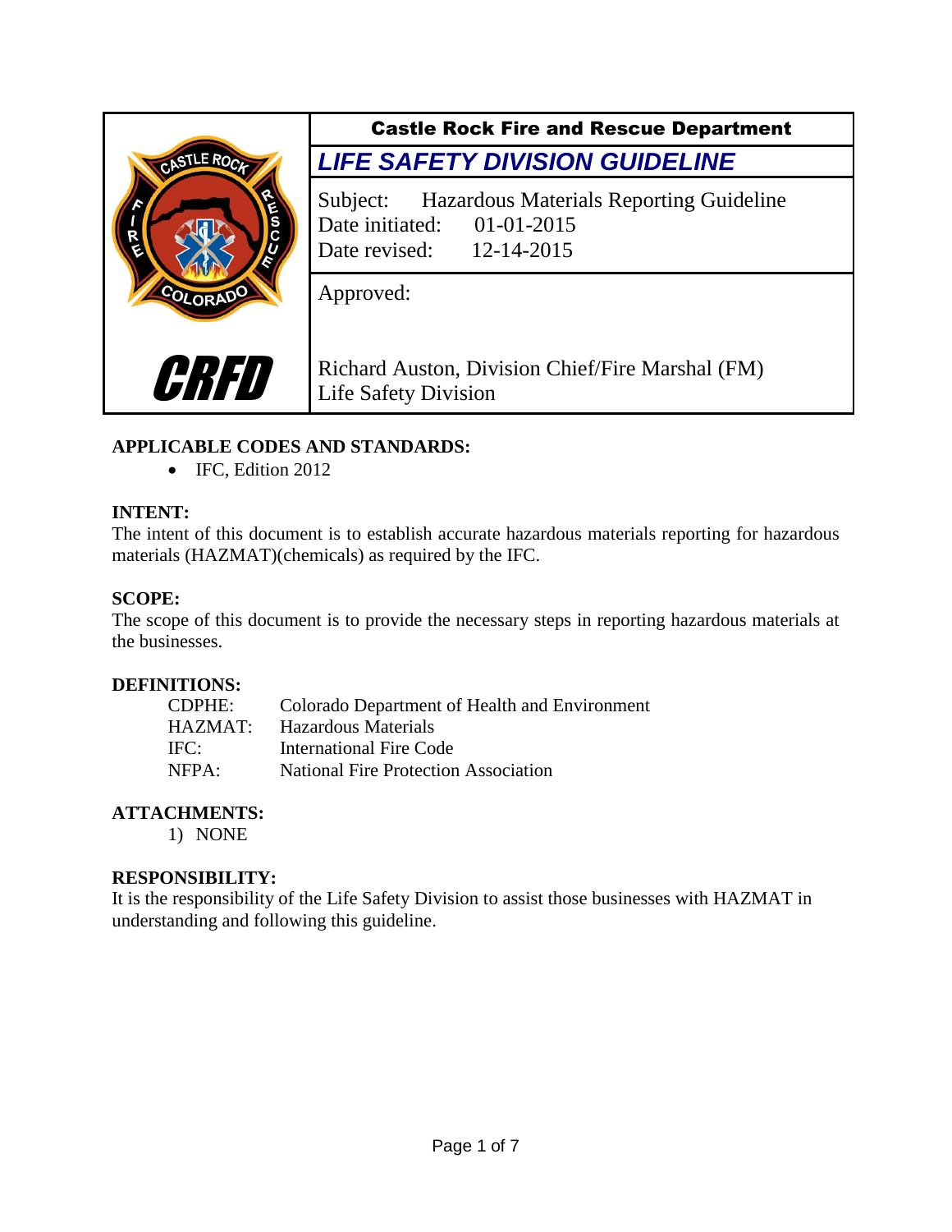| | Castle Rock Fire and Rescue Department |
|---|---|
| CASTLE ROCK FIRE RESCUE COLORADO | ***LIFE SAFETY DIVISION GUIDELINE*** |
| | Subject: Hazardous Materials Reporting Guideline<br>Date initiated: 01-01-2015<br>Date revised: 12-14-2015 |
| CRFD | Approved:<br><br>Richard Auston, Division Chief/Fire Marshal (FM)<br>Life Safety Division |

**APPLICABLE CODES AND STANDARDS:**

- IFC, Edition 2012

**INTENT:**

The intent of this document is to establish accurate hazardous materials reporting for hazardous materials (HAZMAT)(chemicals) as required by the IFC.

**SCOPE:**

The scope of this document is to provide the necessary steps in reporting hazardous materials at the businesses.

**DEFINITIONS:**

| | |
|---|---|
| CDPHE: | Colorado Department of Health and Environment |
| HAZMAT: | Hazardous Materials |
| IFC: | International Fire Code |
| NFPA: | National Fire Protection Association |

**ATTACHMENTS:**

1) NONE

**RESPONSIBILITY:**

It is the responsibility of the Life Safety Division to assist those businesses with HAZMAT in understanding and following this guideline.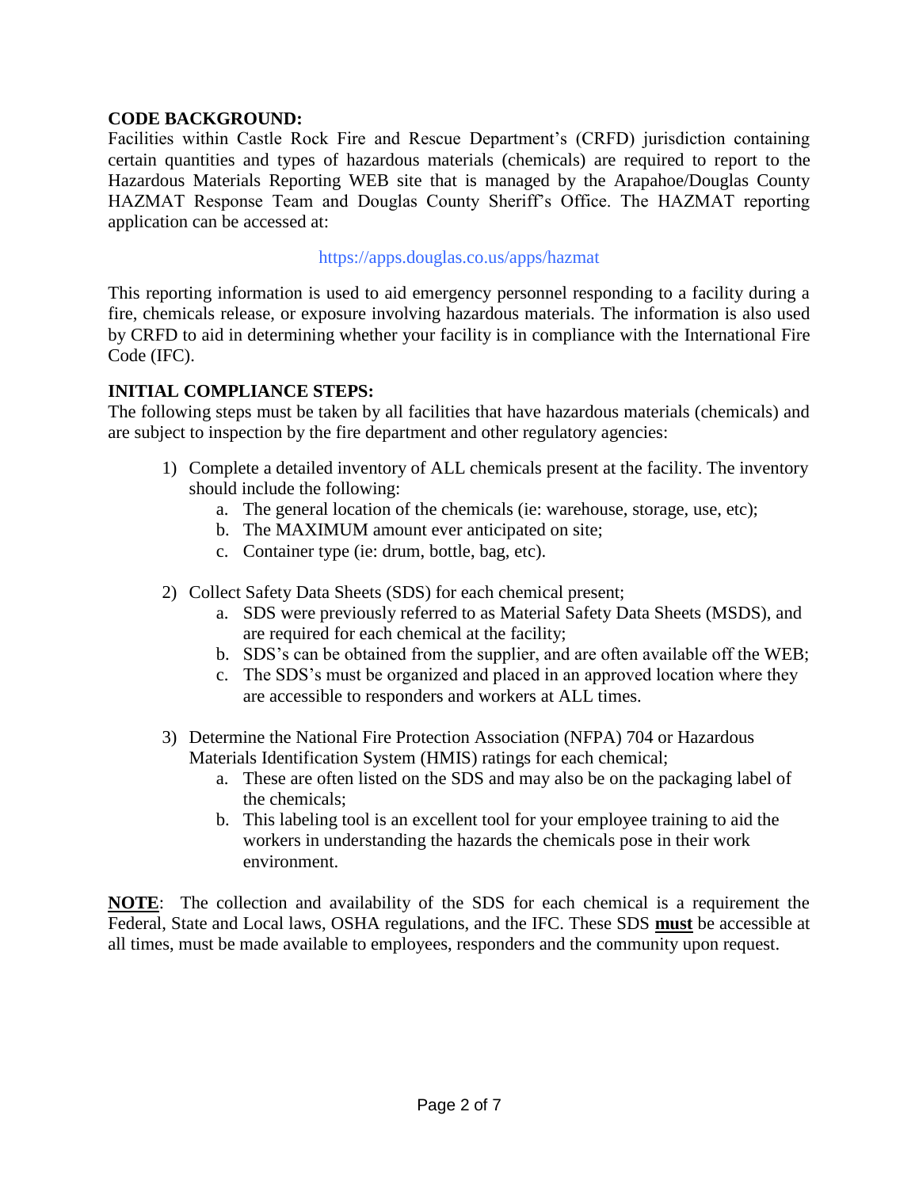**CODE BACKGROUND:**

Facilities within Castle Rock Fire and Rescue Department's (CRFD) jurisdiction containing certain quantities and types of hazardous materials (chemicals) are required to report to the Hazardous Materials Reporting WEB site that is managed by the Arapahoe/Douglas County HAZMAT Response Team and Douglas County Sheriff's Office. The HAZMAT reporting application can be accessed at:

https://apps.douglas.co.us/apps/hazmat

This reporting information is used to aid emergency personnel responding to a facility during a fire, chemicals release, or exposure involving hazardous materials. The information is also used by CRFD to aid in determining whether your facility is in compliance with the International Fire Code (IFC).

**INITIAL COMPLIANCE STEPS:**

The following steps must be taken by all facilities that have hazardous materials (chemicals) and are subject to inspection by the fire department and other regulatory agencies:

1) Complete a detailed inventory of ALL chemicals present at the facility. The inventory should include the following:
    a. The general location of the chemicals (ie: warehouse, storage, use, etc);
    b. The MAXIMUM amount ever anticipated on site;
    c. Container type (ie: drum, bottle, bag, etc).

2) Collect Safety Data Sheets (SDS) for each chemical present;
    a. SDS were previously referred to as Material Safety Data Sheets (MSDS), and are required for each chemical at the facility;
    b. SDS's can be obtained from the supplier, and are often available off the WEB;
    c. The SDS's must be organized and placed in an approved location where they are accessible to responders and workers at ALL times.

3) Determine the National Fire Protection Association (NFPA) 704 or Hazardous Materials Identification System (HMIS) ratings for each chemical;
    a. These are often listed on the SDS and may also be on the packaging label of the chemicals;
    b. This labeling tool is an excellent tool for your employee training to aid the workers in understanding the hazards the chemicals pose in their work environment.

**NOTE**: The collection and availability of the SDS for each chemical is a requirement the Federal, State and Local laws, OSHA regulations, and the IFC. These SDS **must** be accessible at all times, must be made available to employees, responders and the community upon request.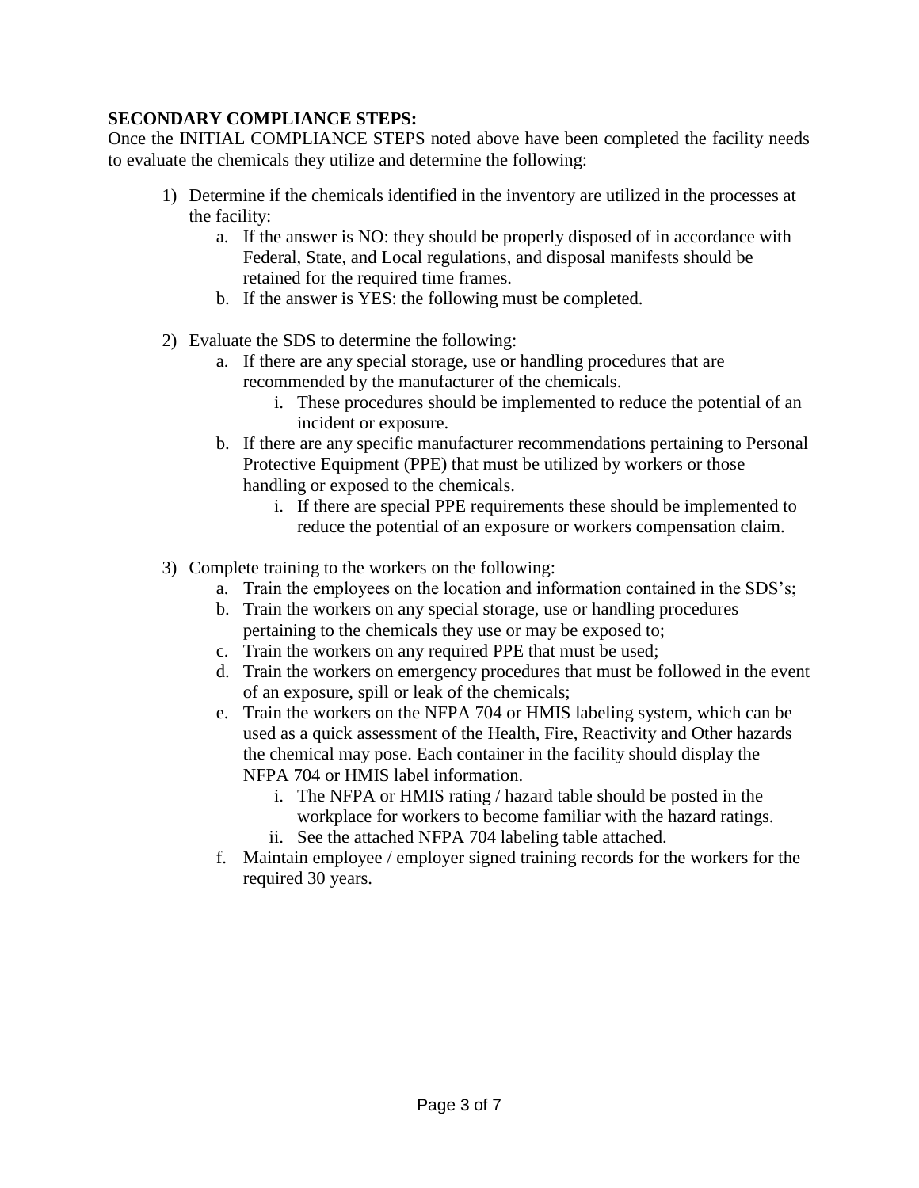**SECONDARY COMPLIANCE STEPS:**

Once the INITIAL COMPLIANCE STEPS noted above have been completed the facility needs to evaluate the chemicals they utilize and determine the following:

1) Determine if the chemicals identified in the inventory are utilized in the processes at the facility:
    a. If the answer is NO: they should be properly disposed of in accordance with Federal, State, and Local regulations, and disposal manifests should be retained for the required time frames.
    b. If the answer is YES: the following must be completed.

2) Evaluate the SDS to determine the following:
    a. If there are any special storage, use or handling procedures that are recommended by the manufacturer of the chemicals.
        i. These procedures should be implemented to reduce the potential of an incident or exposure.
    b. If there are any specific manufacturer recommendations pertaining to Personal Protective Equipment (PPE) that must be utilized by workers or those handling or exposed to the chemicals.
        i. If there are special PPE requirements these should be implemented to reduce the potential of an exposure or workers compensation claim.

3) Complete training to the workers on the following:
    a. Train the employees on the location and information contained in the SDS's;
    b. Train the workers on any special storage, use or handling procedures pertaining to the chemicals they use or may be exposed to;
    c. Train the workers on any required PPE that must be used;
    d. Train the workers on emergency procedures that must be followed in the event of an exposure, spill or leak of the chemicals;
    e. Train the workers on the NFPA 704 or HMIS labeling system, which can be used as a quick assessment of the Health, Fire, Reactivity and Other hazards the chemical may pose. Each container in the facility should display the NFPA 704 or HMIS label information.
        i. The NFPA or HMIS rating / hazard table should be posted in the workplace for workers to become familiar with the hazard ratings.
        ii. See the attached NFPA 704 labeling table attached.
    f. Maintain employee / employer signed training records for the workers for the required 30 years.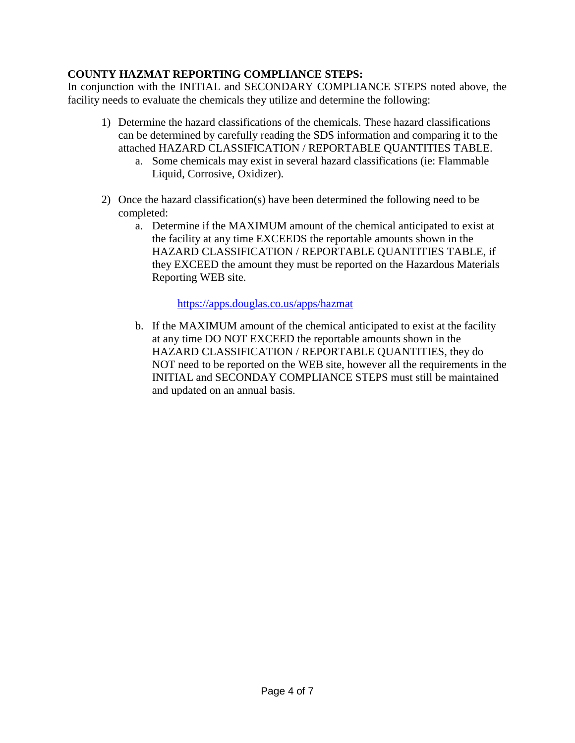**COUNTY HAZMAT REPORTING COMPLIANCE STEPS:**
In conjunction with the INITIAL and SECONDARY COMPLIANCE STEPS noted above, the facility needs to evaluate the chemicals they utilize and determine the following:

1) Determine the hazard classifications of the chemicals. These hazard classifications can be determined by carefully reading the SDS information and comparing it to the attached HAZARD CLASSIFICATION / REPORTABLE QUANTITIES TABLE.
   a. Some chemicals may exist in several hazard classifications (ie: Flammable Liquid, Corrosive, Oxidizer).

2) Once the hazard classification(s) have been determined the following need to be completed:
   a. Determine if the MAXIMUM amount of the chemical anticipated to exist at the facility at any time EXCEEDS the reportable amounts shown in the HAZARD CLASSIFICATION / REPORTABLE QUANTITIES TABLE, if they EXCEED the amount they must be reported on the Hazardous Materials Reporting WEB site.

      https://apps.douglas.co.us/apps/hazmat

   b. If the MAXIMUM amount of the chemical anticipated to exist at the facility at any time DO NOT EXCEED the reportable amounts shown in the HAZARD CLASSIFICATION / REPORTABLE QUANTITIES, they do NOT need to be reported on the WEB site, however all the requirements in the INITIAL and SECONDAY COMPLIANCE STEPS must still be maintained and updated on an annual basis.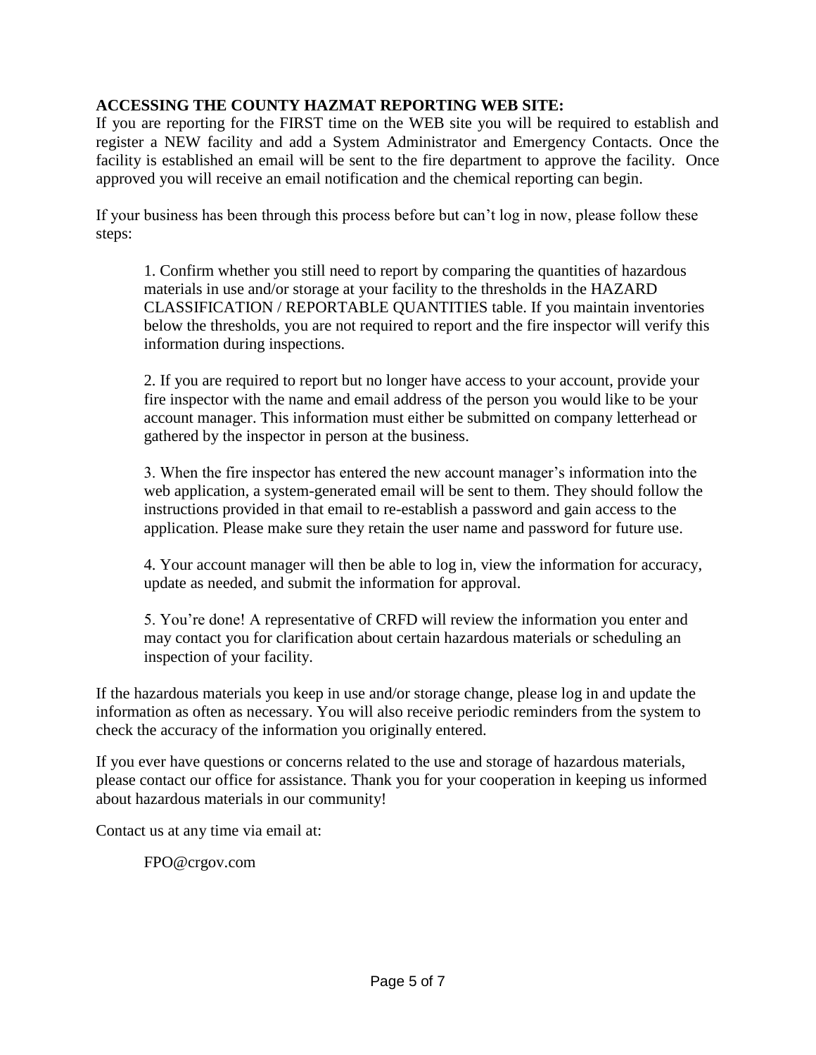**ACCESSING THE COUNTY HAZMAT REPORTING WEB SITE:**

If you are reporting for the FIRST time on the WEB site you will be required to establish and register a NEW facility and add a System Administrator and Emergency Contacts. Once the facility is established an email will be sent to the fire department to approve the facility. Once approved you will receive an email notification and the chemical reporting can begin.

If your business has been through this process before but can't log in now, please follow these steps:

1. Confirm whether you still need to report by comparing the quantities of hazardous materials in use and/or storage at your facility to the thresholds in the HAZARD CLASSIFICATION / REPORTABLE QUANTITIES table. If you maintain inventories below the thresholds, you are not required to report and the fire inspector will verify this information during inspections.

2. If you are required to report but no longer have access to your account, provide your fire inspector with the name and email address of the person you would like to be your account manager. This information must either be submitted on company letterhead or gathered by the inspector in person at the business.

3. When the fire inspector has entered the new account manager's information into the web application, a system-generated email will be sent to them. They should follow the instructions provided in that email to re-establish a password and gain access to the application. Please make sure they retain the user name and password for future use.

4. Your account manager will then be able to log in, view the information for accuracy, update as needed, and submit the information for approval.

5. You're done! A representative of CRFD will review the information you enter and may contact you for clarification about certain hazardous materials or scheduling an inspection of your facility.

If the hazardous materials you keep in use and/or storage change, please log in and update the information as often as necessary. You will also receive periodic reminders from the system to check the accuracy of the information you originally entered.

If you ever have questions or concerns related to the use and storage of hazardous materials, please contact our office for assistance. Thank you for your cooperation in keeping us informed about hazardous materials in our community!

Contact us at any time via email at:

FPO@crgov.com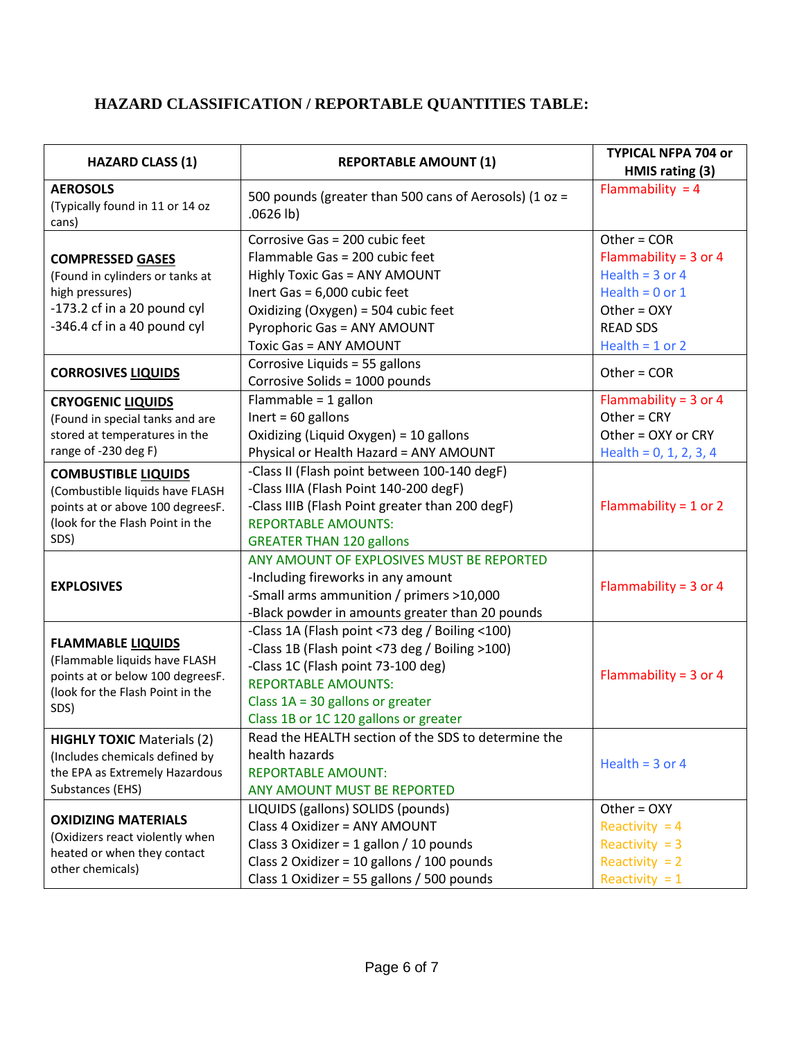## HAZARD CLASSIFICATION / REPORTABLE QUANTITIES TABLE:

| HAZARD CLASS (1) | REPORTABLE AMOUNT (1) | TYPICAL NFPA 704 or HMIS rating (3) |
|---|---|---|
| **AEROSOLS**<br>(Typically found in 11 or 14 oz cans) | 500 pounds (greater than 500 cans of Aerosols) (1 oz = .0626 lb) | Flammability = 4 |
| **COMPRESSED GASES**<br>(Found in cylinders or tanks at high pressures)<br>-173.2 cf in a 20 pound cyl<br>-346.4 cf in a 40 pound cyl | Corrosive Gas = 200 cubic feet<br>Flammable Gas = 200 cubic feet<br>Highly Toxic Gas = ANY AMOUNT<br>Inert Gas = 6,000 cubic feet<br>Oxidizing (Oxygen) = 504 cubic feet<br>Pyrophoric Gas = ANY AMOUNT<br>Toxic Gas = ANY AMOUNT | Other = COR<br>Flammability = 3 or 4<br>Health = 3 or 4<br>Health = 0 or 1<br>Other = OXY<br>READ SDS<br>Health = 1 or 2 |
| **CORROSIVES LIQUIDS** | Corrosive Liquids = 55 gallons<br>Corrosive Solids = 1000 pounds | Other = COR |
| **CRYOGENIC LIQUIDS**<br>(Found in special tanks and are stored at temperatures in the range of -230 deg F) | Flammable = 1 gallon<br>Inert = 60 gallons<br>Oxidizing (Liquid Oxygen) = 10 gallons<br>Physical or Health Hazard = ANY AMOUNT | Flammability = 3 or 4<br>Other = CRY<br>Other = OXY or CRY<br>Health = 0, 1, 2, 3, 4 |
| **COMBUSTIBLE LIQUIDS**<br>(Combustible liquids have FLASH points at or above 100 degreesF. (look for the Flash Point in the SDS) | -Class II (Flash point between 100-140 degF)<br>-Class IIIA (Flash Point 140-200 degF)<br>-Class IIIB (Flash Point greater than 200 degF)<br>REPORTABLE AMOUNTS:<br>GREATER THAN 120 gallons | Flammability = 1 or 2 |
| **EXPLOSIVES** | ANY AMOUNT OF EXPLOSIVES MUST BE REPORTED<br>-Including fireworks in any amount<br>-Small arms ammunition / primers >10,000<br>-Black powder in amounts greater than 20 pounds | Flammability = 3 or 4 |
| **FLAMMABLE LIQUIDS**<br>(Flammable liquids have FLASH points at or below 100 degreesF. (look for the Flash Point in the SDS) | -Class 1A (Flash point <73 deg / Boiling <100)<br>-Class 1B (Flash point <73 deg / Boiling >100)<br>-Class 1C (Flash point 73-100 deg)<br>REPORTABLE AMOUNTS:<br>Class 1A = 30 gallons or greater<br>Class 1B or 1C 120 gallons or greater | Flammability = 3 or 4 |
| **HIGHLY TOXIC** Materials (2)<br>(Includes chemicals defined by the EPA as Extremely Hazardous Substances (EHS) | Read the HEALTH section of the SDS to determine the health hazards<br>REPORTABLE AMOUNT:<br>ANY AMOUNT MUST BE REPORTED | Health = 3 or 4 |
| **OXIDIZING MATERIALS**<br>(Oxidizers react violently when heated or when they contact other chemicals) | LIQUIDS (gallons) SOLIDS (pounds)<br>Class 4 Oxidizer = ANY AMOUNT<br>Class 3 Oxidizer = 1 gallon / 10 pounds<br>Class 2 Oxidizer = 10 gallons / 100 pounds<br>Class 1 Oxidizer = 55 gallons / 500 pounds | Other = OXY<br>Reactivity = 4<br>Reactivity = 3<br>Reactivity = 2<br>Reactivity = 1 |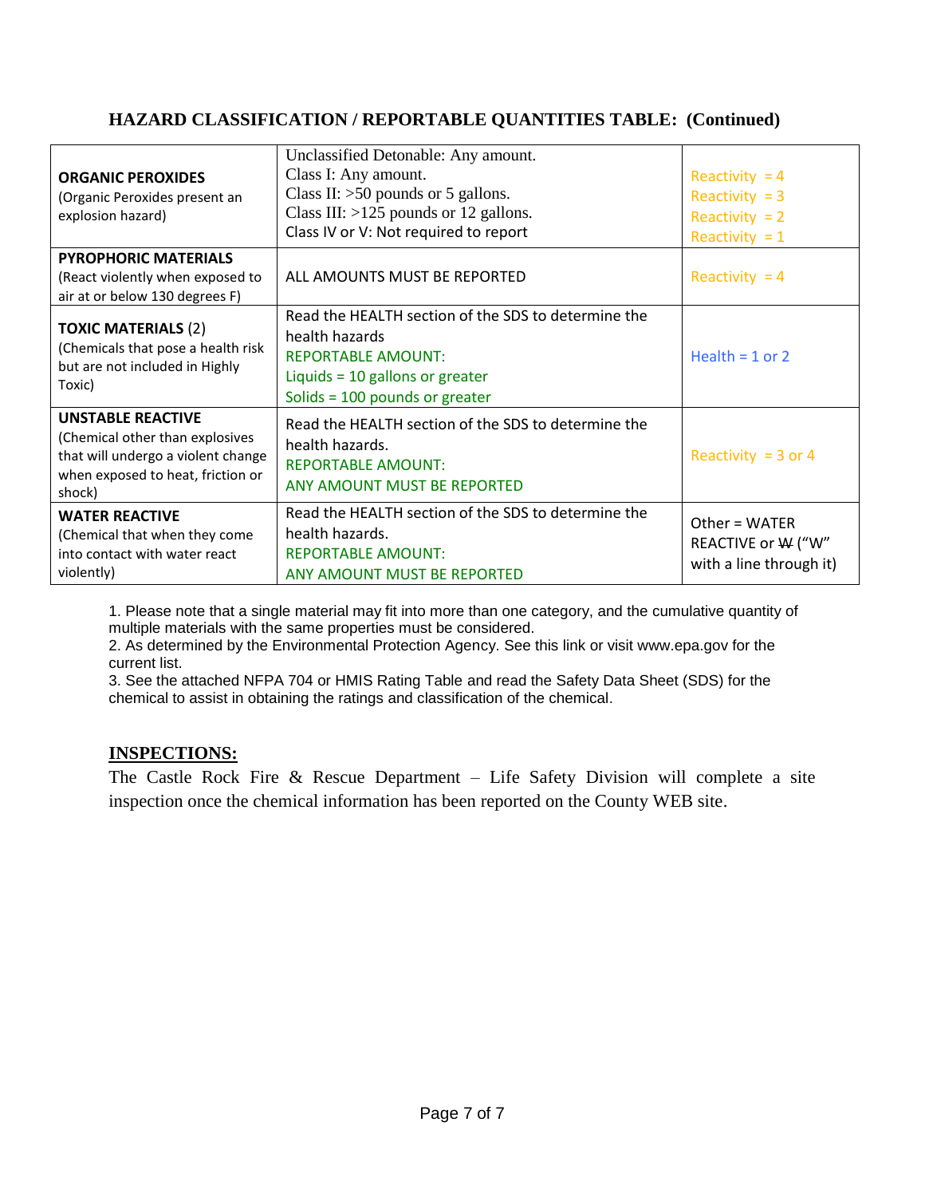## HAZARD CLASSIFICATION / REPORTABLE QUANTITIES TABLE: (Continued)

| | | |
|---|---|---|
| **ORGANIC PEROXIDES** (Organic Peroxides present an explosion hazard) | Unclassified Detonable: Any amount.<br>Class I: Any amount.<br>Class II: >50 pounds or 5 gallons.<br>Class III: >125 pounds or 12 gallons.<br>Class IV or V: Not required to report | Reactivity = 4<br>Reactivity = 3<br>Reactivity = 2<br>Reactivity = 1 |
| **PYROPHORIC MATERIALS** (React violently when exposed to air at or below 130 degrees F) | ALL AMOUNTS MUST BE REPORTED | Reactivity = 4 |
| **TOXIC MATERIALS** (2) (Chemicals that pose a health risk but are not included in Highly Toxic) | Read the HEALTH section of the SDS to determine the health hazards<br>REPORTABLE AMOUNT:<br>Liquids = 10 gallons or greater<br>Solids = 100 pounds or greater | Health = 1 or 2 |
| **UNSTABLE REACTIVE** (Chemical other than explosives that will undergo a violent change when exposed to heat, friction or shock) | Read the HEALTH section of the SDS to determine the health hazards.<br>REPORTABLE AMOUNT:<br>ANY AMOUNT MUST BE REPORTED | Reactivity = 3 or 4 |
| **WATER REACTIVE** (Chemical that when they come into contact with water react violently) | Read the HEALTH section of the SDS to determine the health hazards.<br>REPORTABLE AMOUNT:<br>ANY AMOUNT MUST BE REPORTED | Other = WATER REACTIVE or ₩ ("W" with a line through it) |

1. Please note that a single material may fit into more than one category, and the cumulative quantity of multiple materials with the same properties must be considered.
2. As determined by the Environmental Protection Agency. See this link or visit www.epa.gov for the current list.
3. See the attached NFPA 704 or HMIS Rating Table and read the Safety Data Sheet (SDS) for the chemical to assist in obtaining the ratings and classification of the chemical.

## INSPECTIONS:

The Castle Rock Fire & Rescue Department – Life Safety Division will complete a site inspection once the chemical information has been reported on the County WEB site.